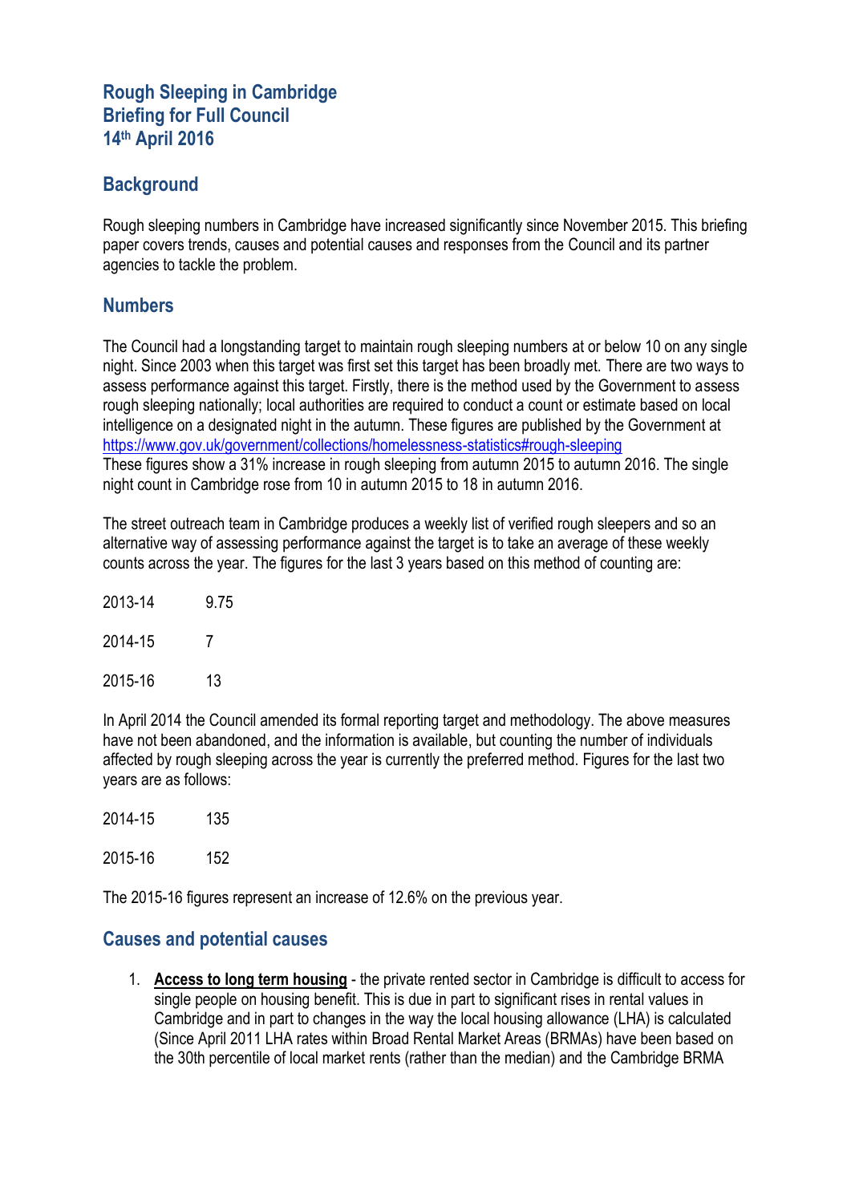# Rough Sleeping in Cambridge
# Briefing for Full Council
# 14th April 2016

## Background

Rough sleeping numbers in Cambridge have increased significantly since November 2015. This briefing paper covers trends, causes and potential causes and responses from the Council and its partner agencies to tackle the problem.

## Numbers

The Council had a longstanding target to maintain rough sleeping numbers at or below 10 on any single night. Since 2003 when this target was first set this target has been broadly met. There are two ways to assess performance against this target. Firstly, there is the method used by the Government to assess rough sleeping nationally; local authorities are required to conduct a count or estimate based on local intelligence on a designated night in the autumn. These figures are published by the Government at https://www.gov.uk/government/collections/homelessness-statistics#rough-sleeping
These figures show a 31% increase in rough sleeping from autumn 2015 to autumn 2016. The single night count in Cambridge rose from 10 in autumn 2015 to 18 in autumn 2016.

The street outreach team in Cambridge produces a weekly list of verified rough sleepers and so an alternative way of assessing performance against the target is to take an average of these weekly counts across the year. The figures for the last 3 years based on this method of counting are:

| | |
|---|---|
| 2013-14 | 9.75 |
| 2014-15 | 7 |
| 2015-16 | 13 |

In April 2014 the Council amended its formal reporting target and methodology. The above measures have not been abandoned, and the information is available, but counting the number of individuals affected by rough sleeping across the year is currently the preferred method. Figures for the last two years are as follows:

| | |
|---|---|
| 2014-15 | 135 |
| 2015-16 | 152 |

The 2015-16 figures represent an increase of 12.6% on the previous year.

## Causes and potential causes

1. **Access to long term housing** - the private rented sector in Cambridge is difficult to access for single people on housing benefit. This is due in part to significant rises in rental values in Cambridge and in part to changes in the way the local housing allowance (LHA) is calculated (Since April 2011 LHA rates within Broad Rental Market Areas (BRMAs) have been based on the 30th percentile of local market rents (rather than the median) and the Cambridge BRMA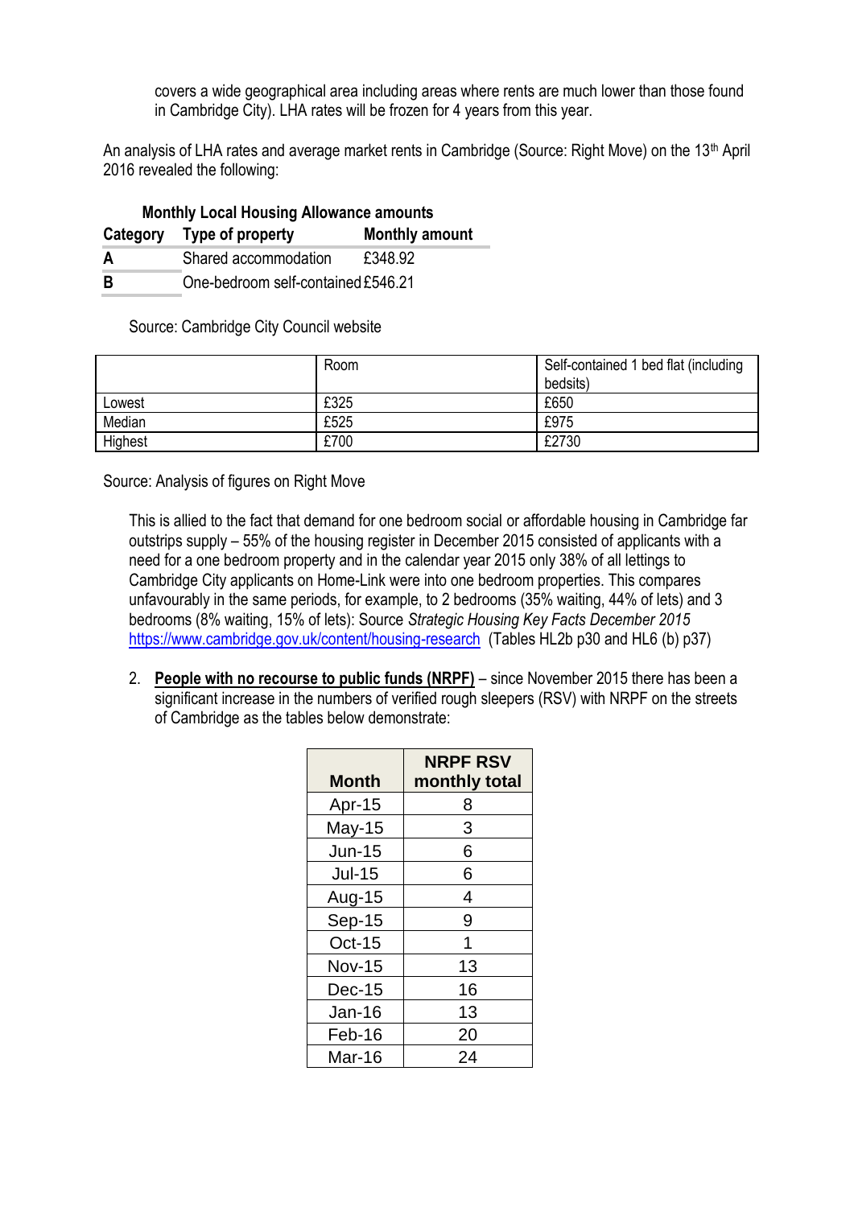covers a wide geographical area including areas where rents are much lower than those found in Cambridge City). LHA rates will be frozen for 4 years from this year.

An analysis of LHA rates and average market rents in Cambridge (Source: Right Move) on the 13th April 2016 revealed the following:

**Monthly Local Housing Allowance amounts**

| Category | Type of property | Monthly amount |
|---|---|---|
| **A** | Shared accommodation | £348.92 |
| **B** | One-bedroom self-contained | £546.21 |

Source: Cambridge City Council website

| | Room | Self-contained 1 bed flat (including bedsits) |
|---|---|---|
| Lowest | £325 | £650 |
| Median | £525 | £975 |
| Highest | £700 | £2730 |

Source: Analysis of figures on Right Move

This is allied to the fact that demand for one bedroom social or affordable housing in Cambridge far outstrips supply – 55% of the housing register in December 2015 consisted of applicants with a need for a one bedroom property and in the calendar year 2015 only 38% of all lettings to Cambridge City applicants on Home-Link were into one bedroom properties. This compares unfavourably in the same periods, for example, to 2 bedrooms (35% waiting, 44% of lets) and 3 bedrooms (8% waiting, 15% of lets): Source *Strategic Housing Key Facts December 2015* https://www.cambridge.gov.uk/content/housing-research (Tables HL2b p30 and HL6 (b) p37)

2. **People with no recourse to public funds (NRPF)** – since November 2015 there has been a significant increase in the numbers of verified rough sleepers (RSV) with NRPF on the streets of Cambridge as the tables below demonstrate:

| Month | NRPF RSV monthly total |
|---|---|
| Apr-15 | 8 |
| May-15 | 3 |
| Jun-15 | 6 |
| Jul-15 | 6 |
| Aug-15 | 4 |
| Sep-15 | 9 |
| Oct-15 | 1 |
| Nov-15 | 13 |
| Dec-15 | 16 |
| Jan-16 | 13 |
| Feb-16 | 20 |
| Mar-16 | 24 |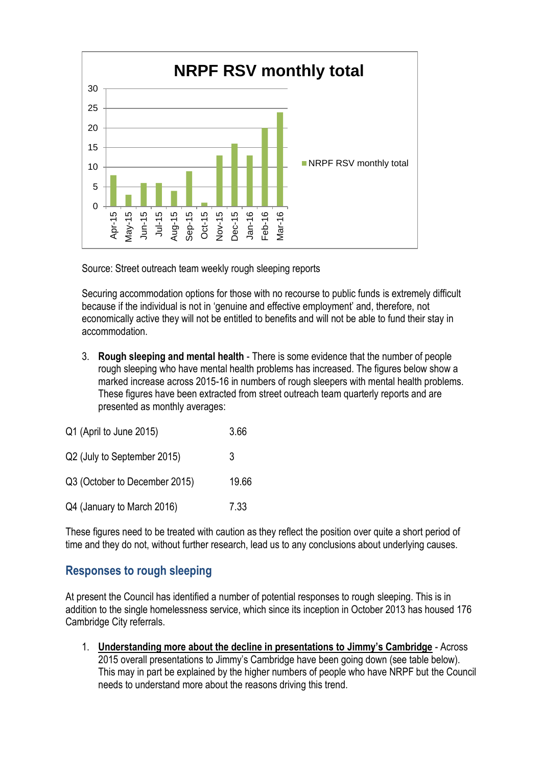**NRPF RSV monthly total**

| Month | NRPF RSV monthly total |
| --- | --- |
| Apr-15 | 8 |
| May-15 | 3 |
| Jun-15 | 6 |
| Jul-15 | 6 |
| Aug-15 | 4 |
| Sep-15 | 9 |
| Oct-15 | 1 |
| Nov-15 | 13 |
| Dec-15 | 16 |
| Jan-16 | 13 |
| Feb-16 | 20 |
| Mar-16 | 24 |

Source: Street outreach team weekly rough sleeping reports

Securing accommodation options for those with no recourse to public funds is extremely difficult because if the individual is not in 'genuine and effective employment' and, therefore, not economically active they will not be entitled to benefits and will not be able to fund their stay in accommodation.

3. **Rough sleeping and mental health** - There is some evidence that the number of people rough sleeping who have mental health problems has increased. The figures below show a marked increase across 2015-16 in numbers of rough sleepers with mental health problems. These figures have been extracted from street outreach team quarterly reports and are presented as monthly averages:

| | |
| --- | --- |
| Q1 (April to June 2015) | 3.66 |
| Q2 (July to September 2015) | 3 |
| Q3 (October to December 2015) | 19.66 |
| Q4 (January to March 2016) | 7.33 |

These figures need to be treated with caution as they reflect the position over quite a short period of time and they do not, without further research, lead us to any conclusions about underlying causes.

## Responses to rough sleeping

At present the Council has identified a number of potential responses to rough sleeping. This is in addition to the single homelessness service, which since its inception in October 2013 has housed 176 Cambridge City referrals.

1. **Understanding more about the decline in presentations to Jimmy's Cambridge** - Across 2015 overall presentations to Jimmy's Cambridge have been going down (see table below). This may in part be explained by the higher numbers of people who have NRPF but the Council needs to understand more about the reasons driving this trend.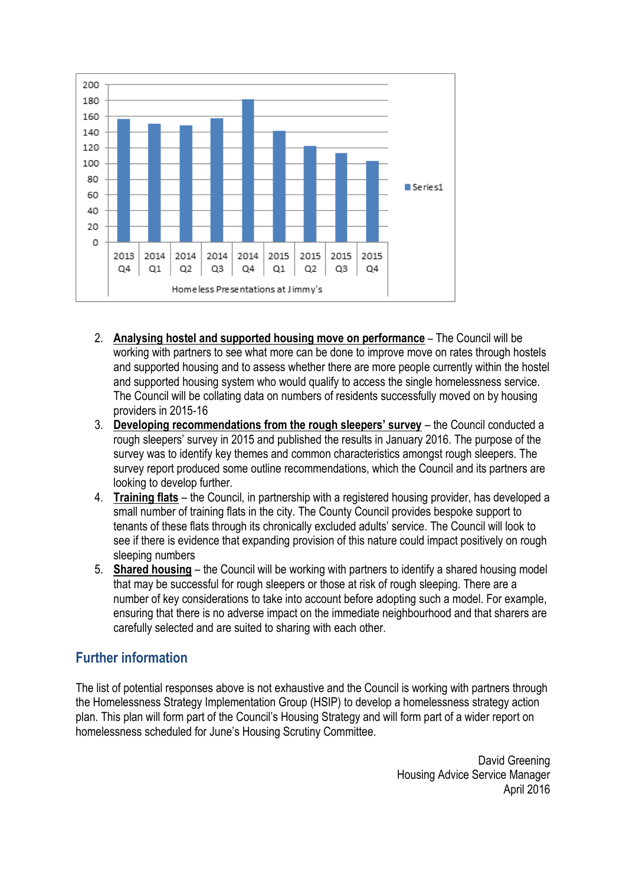200
180
160
140
120
100
80
60
40
20
0

2013 Q4
2014 Q1
2014 Q2
2014 Q3
2014 Q4
2015 Q1
2015 Q2
2015 Q3
2015 Q4

Homeless Presentations at Jimmy's

Series1

2. **Analysing hostel and supported housing move on performance** – The Council will be working with partners to see what more can be done to improve move on rates through hostels and supported housing and to assess whether there are more people currently within the hostel and supported housing system who would qualify to access the single homelessness service. The Council will be collating data on numbers of residents successfully moved on by housing providers in 2015-16
3. **Developing recommendations from the rough sleepers' survey** – the Council conducted a rough sleepers' survey in 2015 and published the results in January 2016. The purpose of the survey was to identify key themes and common characteristics amongst rough sleepers. The survey report produced some outline recommendations, which the Council and its partners are looking to develop further.
4. **Training flats** – the Council, in partnership with a registered housing provider, has developed a small number of training flats in the city. The County Council provides bespoke support to tenants of these flats through its chronically excluded adults' service. The Council will look to see if there is evidence that expanding provision of this nature could impact positively on rough sleeping numbers
5. **Shared housing** – the Council will be working with partners to identify a shared housing model that may be successful for rough sleepers or those at risk of rough sleeping. There are a number of key considerations to take into account before adopting such a model. For example, ensuring that there is no adverse impact on the immediate neighbourhood and that sharers are carefully selected and are suited to sharing with each other.

## Further information

The list of potential responses above is not exhaustive and the Council is working with partners through the Homelessness Strategy Implementation Group (HSIP) to develop a homelessness strategy action plan. This plan will form part of the Council's Housing Strategy and will form part of a wider report on homelessness scheduled for June's Housing Scrutiny Committee.

David Greening
Housing Advice Service Manager
April 2016